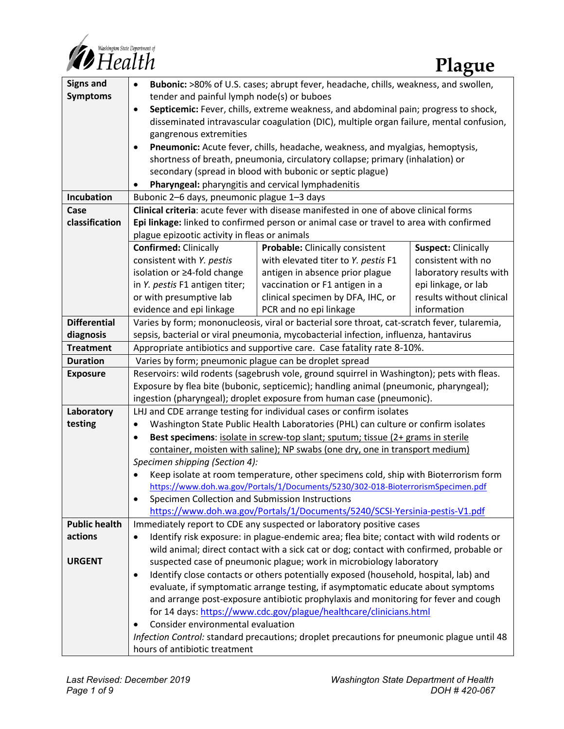# Plague

| | | | |
|---|---|---|---|
| **Signs and Symptoms** | • **Bubonic:** >80% of U.S. cases; abrupt fever, headache, chills, weakness, and swollen, tender and painful lymph node(s) or buboes<br>• **Septicemic:** Fever, chills, extreme weakness, and abdominal pain; progress to shock, disseminated intravascular coagulation (DIC), multiple organ failure, mental confusion, gangrenous extremities<br>• **Pneumonic:** Acute fever, chills, headache, weakness, and myalgias, hemoptysis, shortness of breath, pneumonia, circulatory collapse; primary (inhalation) or secondary (spread in blood with bubonic or septic plague)<br>• **Pharyngeal:** pharyngitis and cervical lymphadenitis | | |
| **Incubation** | Bubonic 2–6 days, pneumonic plague 1–3 days | | |
| **Case classification** | **Clinical criteria**: acute fever with disease manifested in one of above clinical forms<br>**Epi linkage:** linked to confirmed person or animal case or travel to area with confirmed plague epizootic activity in fleas or animals | | |
| | **Confirmed:** Clinically consistent with *Y. pestis* isolation or ≥4-fold change in *Y. pestis* F1 antigen titer; or with presumptive lab evidence and epi linkage | **Probable:** Clinically consistent with elevated titer to *Y. pestis* F1 antigen in absence prior plague vaccination or F1 antigen in a clinical specimen by DFA, IHC, or PCR and no epi linkage | **Suspect:** Clinically consistent with no laboratory results with epi linkage, or lab results without clinical information |
| **Differential diagnosis** | Varies by form; mononucleosis, viral or bacterial sore throat, cat-scratch fever, tularemia, sepsis, bacterial or viral pneumonia, mycobacterial infection, influenza, hantavirus | | |
| **Treatment** | Appropriate antibiotics and supportive care. Case fatality rate 8-10%. | | |
| **Duration** | Varies by form; pneumonic plague can be droplet spread | | |
| **Exposure** | Reservoirs: wild rodents (sagebrush vole, ground squirrel in Washington); pets with fleas. Exposure by flea bite (bubonic, septicemic); handling animal (pneumonic, pharyngeal); ingestion (pharyngeal); droplet exposure from human case (pneumonic). | | |
| **Laboratory testing** | LHJ and CDE arrange testing for individual cases or confirm isolates<br>• Washington State Public Health Laboratories (PHL) can culture or confirm isolates<br>• **Best specimens**: isolate in screw-top slant; sputum; tissue (2+ grams in sterile container, moisten with saline); NP swabs (one dry, one in transport medium)<br>*Specimen shipping (Section 4):*<br>• Keep isolate at room temperature, other specimens cold, ship with Bioterrorism form https://www.doh.wa.gov/Portals/1/Documents/5230/302-018-BioterrorismSpecimen.pdf<br>• Specimen Collection and Submission Instructions https://www.doh.wa.gov/Portals/1/Documents/5240/SCSI-Yersinia-pestis-V1.pdf | | |
| **Public health actions**<br><br>**URGENT** | Immediately report to CDE any suspected or laboratory positive cases<br>• Identify risk exposure: in plague-endemic area; flea bite; contact with wild rodents or wild animal; direct contact with a sick cat or dog; contact with confirmed, probable or suspected case of pneumonic plague; work in microbiology laboratory<br>• Identify close contacts or others potentially exposed (household, hospital, lab) and evaluate, if symptomatic arrange testing, if asymptomatic educate about symptoms and arrange post-exposure antibiotic prophylaxis and monitoring for fever and cough for 14 days: https://www.cdc.gov/plague/healthcare/clinicians.html<br>• Consider environmental evaluation<br>*Infection Control:* standard precautions; droplet precautions for pneumonic plague until 48 hours of antibiotic treatment | | |

*Last Revised: December 2019*

*Washington State Department of Health*

*DOH # 420-067*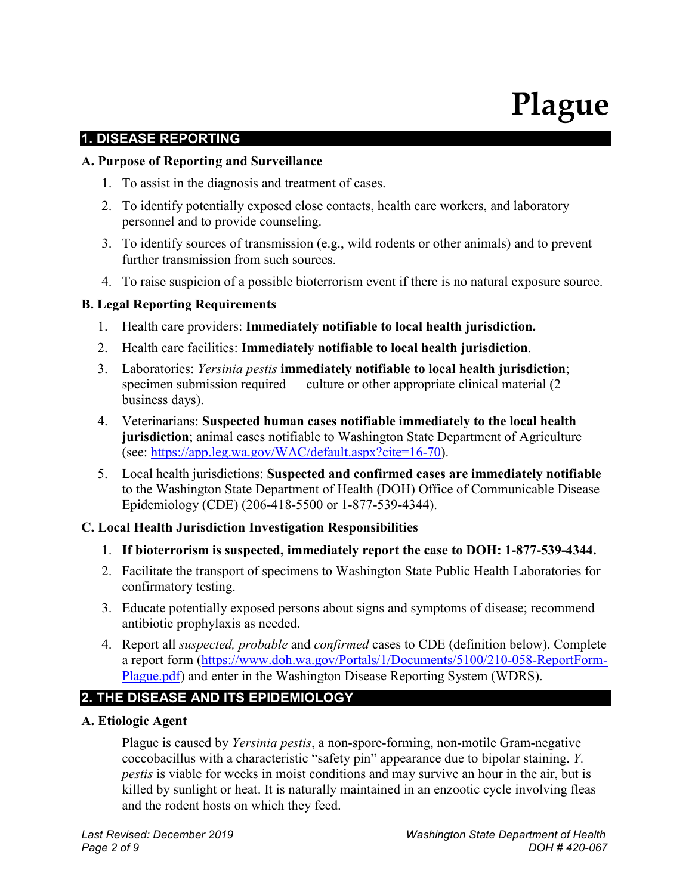# Plague

## 1. DISEASE REPORTING

### A. Purpose of Reporting and Surveillance

1. To assist in the diagnosis and treatment of cases.
2. To identify potentially exposed close contacts, health care workers, and laboratory personnel and to provide counseling.
3. To identify sources of transmission (e.g., wild rodents or other animals) and to prevent further transmission from such sources.
4. To raise suspicion of a possible bioterrorism event if there is no natural exposure source.

### B. Legal Reporting Requirements

1. Health care providers: **Immediately notifiable to local health jurisdiction.**
2. Health care facilities: **Immediately notifiable to local health jurisdiction**.
3. Laboratories: *Yersinia pestis* **immediately notifiable to local health jurisdiction**; specimen submission required — culture or other appropriate clinical material (2 business days).
4. Veterinarians: **Suspected human cases notifiable immediately to the local health jurisdiction**; animal cases notifiable to Washington State Department of Agriculture (see: [https://app.leg.wa.gov/WAC/default.aspx?cite=16-70](https://app.leg.wa.gov/WAC/default.aspx?cite=16-70)).
5. Local health jurisdictions: **Suspected and confirmed cases are immediately notifiable** to the Washington State Department of Health (DOH) Office of Communicable Disease Epidemiology (CDE) (206-418-5500 or 1-877-539-4344).

### C. Local Health Jurisdiction Investigation Responsibilities

1. **If bioterrorism is suspected, immediately report the case to DOH: 1-877-539-4344.**
2. Facilitate the transport of specimens to Washington State Public Health Laboratories for confirmatory testing.
3. Educate potentially exposed persons about signs and symptoms of disease; recommend antibiotic prophylaxis as needed.
4. Report all *suspected, probable* and *confirmed* cases to CDE (definition below). Complete a report form ([https://www.doh.wa.gov/Portals/1/Documents/5100/210-058-ReportForm-Plague.pdf](https://www.doh.wa.gov/Portals/1/Documents/5100/210-058-ReportForm-Plague.pdf)) and enter in the Washington Disease Reporting System (WDRS).

## 2. THE DISEASE AND ITS EPIDEMIOLOGY

### A. Etiologic Agent

Plague is caused by *Yersinia pestis*, a non-spore-forming, non-motile Gram-negative coccobacillus with a characteristic "safety pin" appearance due to bipolar staining. *Y. pestis* is viable for weeks in moist conditions and may survive an hour in the air, but is killed by sunlight or heat. It is naturally maintained in an enzootic cycle involving fleas and the rodent hosts on which they feed.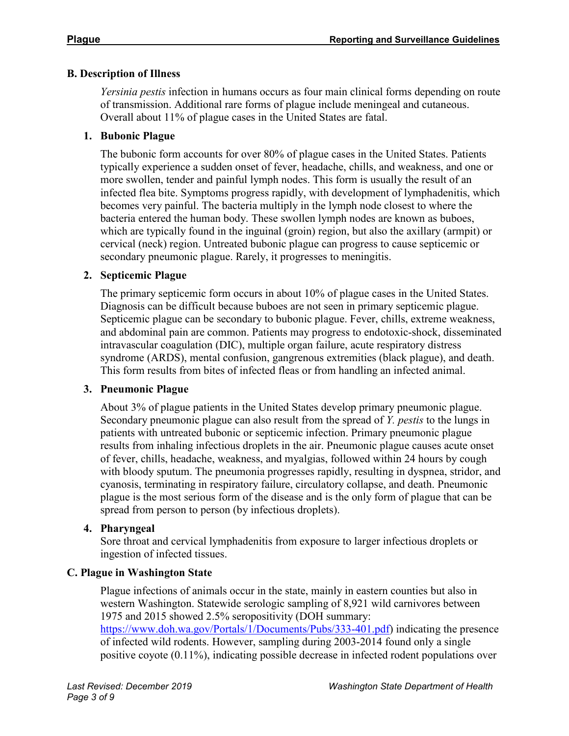## B. Description of Illness

*Yersinia pestis* infection in humans occurs as four main clinical forms depending on route of transmission. Additional rare forms of plague include meningeal and cutaneous. Overall about 11% of plague cases in the United States are fatal.

### 1. Bubonic Plague

The bubonic form accounts for over 80% of plague cases in the United States. Patients typically experience a sudden onset of fever, headache, chills, and weakness, and one or more swollen, tender and painful lymph nodes. This form is usually the result of an infected flea bite. Symptoms progress rapidly, with development of lymphadenitis, which becomes very painful. The bacteria multiply in the lymph node closest to where the bacteria entered the human body. These swollen lymph nodes are known as buboes, which are typically found in the inguinal (groin) region, but also the axillary (armpit) or cervical (neck) region. Untreated bubonic plague can progress to cause septicemic or secondary pneumonic plague. Rarely, it progresses to meningitis.

### 2. Septicemic Plague

The primary septicemic form occurs in about 10% of plague cases in the United States. Diagnosis can be difficult because buboes are not seen in primary septicemic plague. Septicemic plague can be secondary to bubonic plague. Fever, chills, extreme weakness, and abdominal pain are common. Patients may progress to endotoxic-shock, disseminated intravascular coagulation (DIC), multiple organ failure, acute respiratory distress syndrome (ARDS), mental confusion, gangrenous extremities (black plague), and death. This form results from bites of infected fleas or from handling an infected animal.

### 3. Pneumonic Plague

About 3% of plague patients in the United States develop primary pneumonic plague. Secondary pneumonic plague can also result from the spread of *Y. pestis* to the lungs in patients with untreated bubonic or septicemic infection. Primary pneumonic plague results from inhaling infectious droplets in the air. Pneumonic plague causes acute onset of fever, chills, headache, weakness, and myalgias, followed within 24 hours by cough with bloody sputum. The pneumonia progresses rapidly, resulting in dyspnea, stridor, and cyanosis, terminating in respiratory failure, circulatory collapse, and death. Pneumonic plague is the most serious form of the disease and is the only form of plague that can be spread from person to person (by infectious droplets).

### 4. Pharyngeal

Sore throat and cervical lymphadenitis from exposure to larger infectious droplets or ingestion of infected tissues.

## C. Plague in Washington State

Plague infections of animals occur in the state, mainly in eastern counties but also in western Washington. Statewide serologic sampling of 8,921 wild carnivores between 1975 and 2015 showed 2.5% seropositivity (DOH summary: [https://www.doh.wa.gov/Portals/1/Documents/Pubs/333-401.pdf](https://www.doh.wa.gov/Portals/1/Documents/Pubs/333-401.pdf)) indicating the presence of infected wild rodents. However, sampling during 2003-2014 found only a single positive coyote (0.11%), indicating possible decrease in infected rodent populations over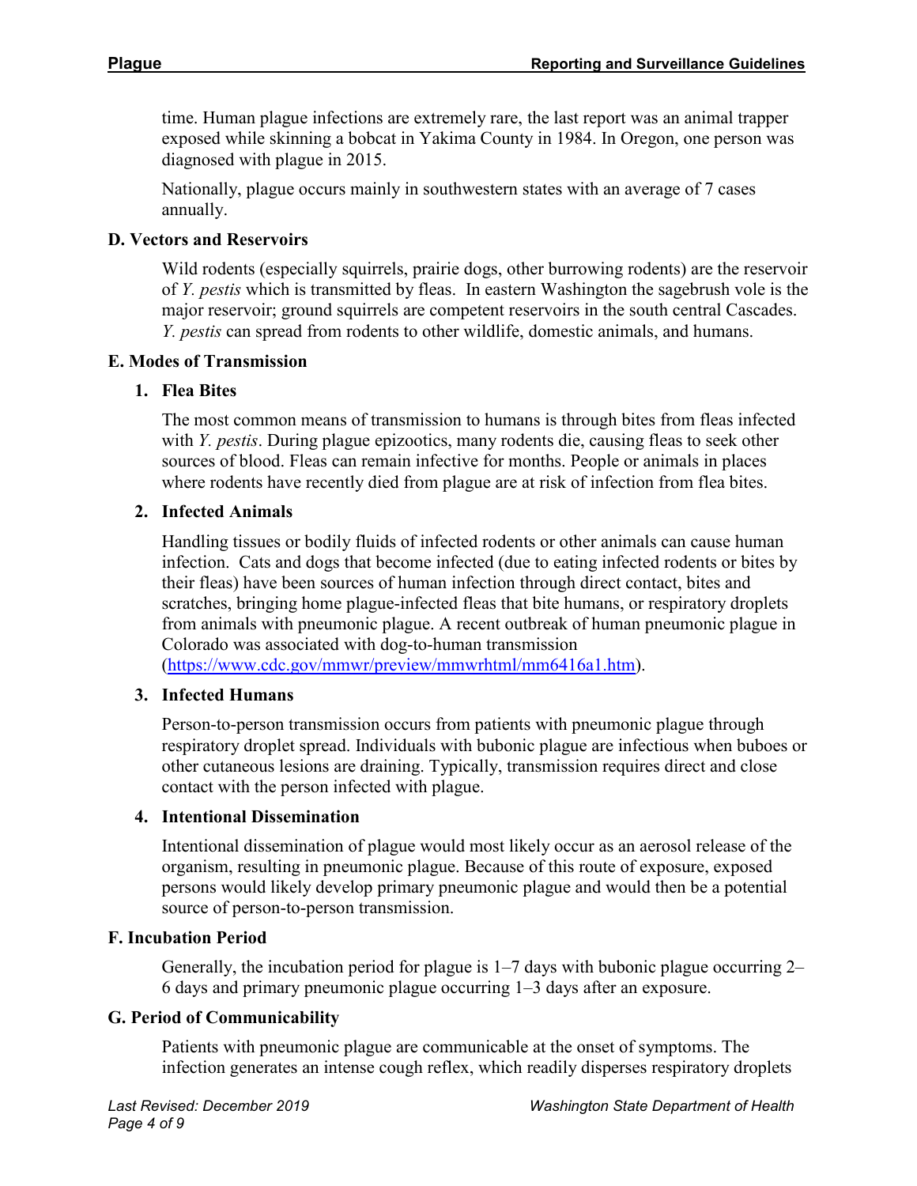time. Human plague infections are extremely rare, the last report was an animal trapper exposed while skinning a bobcat in Yakima County in 1984. In Oregon, one person was diagnosed with plague in 2015.

Nationally, plague occurs mainly in southwestern states with an average of 7 cases annually.

### D. Vectors and Reservoirs

Wild rodents (especially squirrels, prairie dogs, other burrowing rodents) are the reservoir of *Y. pestis* which is transmitted by fleas. In eastern Washington the sagebrush vole is the major reservoir; ground squirrels are competent reservoirs in the south central Cascades. *Y. pestis* can spread from rodents to other wildlife, domestic animals, and humans.

### E. Modes of Transmission

#### 1. Flea Bites

The most common means of transmission to humans is through bites from fleas infected with *Y. pestis*. During plague epizootics, many rodents die, causing fleas to seek other sources of blood. Fleas can remain infective for months. People or animals in places where rodents have recently died from plague are at risk of infection from flea bites.

#### 2. Infected Animals

Handling tissues or bodily fluids of infected rodents or other animals can cause human infection. Cats and dogs that become infected (due to eating infected rodents or bites by their fleas) have been sources of human infection through direct contact, bites and scratches, bringing home plague-infected fleas that bite humans, or respiratory droplets from animals with pneumonic plague. A recent outbreak of human pneumonic plague in Colorado was associated with dog-to-human transmission ([https://www.cdc.gov/mmwr/preview/mmwrhtml/mm6416a1.htm](https://www.cdc.gov/mmwr/preview/mmwrhtml/mm6416a1.htm)).

#### 3. Infected Humans

Person-to-person transmission occurs from patients with pneumonic plague through respiratory droplet spread. Individuals with bubonic plague are infectious when buboes or other cutaneous lesions are draining. Typically, transmission requires direct and close contact with the person infected with plague.

#### 4. Intentional Dissemination

Intentional dissemination of plague would most likely occur as an aerosol release of the organism, resulting in pneumonic plague. Because of this route of exposure, exposed persons would likely develop primary pneumonic plague and would then be a potential source of person-to-person transmission.

### F. Incubation Period

Generally, the incubation period for plague is 1–7 days with bubonic plague occurring 2–6 days and primary pneumonic plague occurring 1–3 days after an exposure.

### G. Period of Communicability

Patients with pneumonic plague are communicable at the onset of symptoms. The infection generates an intense cough reflex, which readily disperses respiratory droplets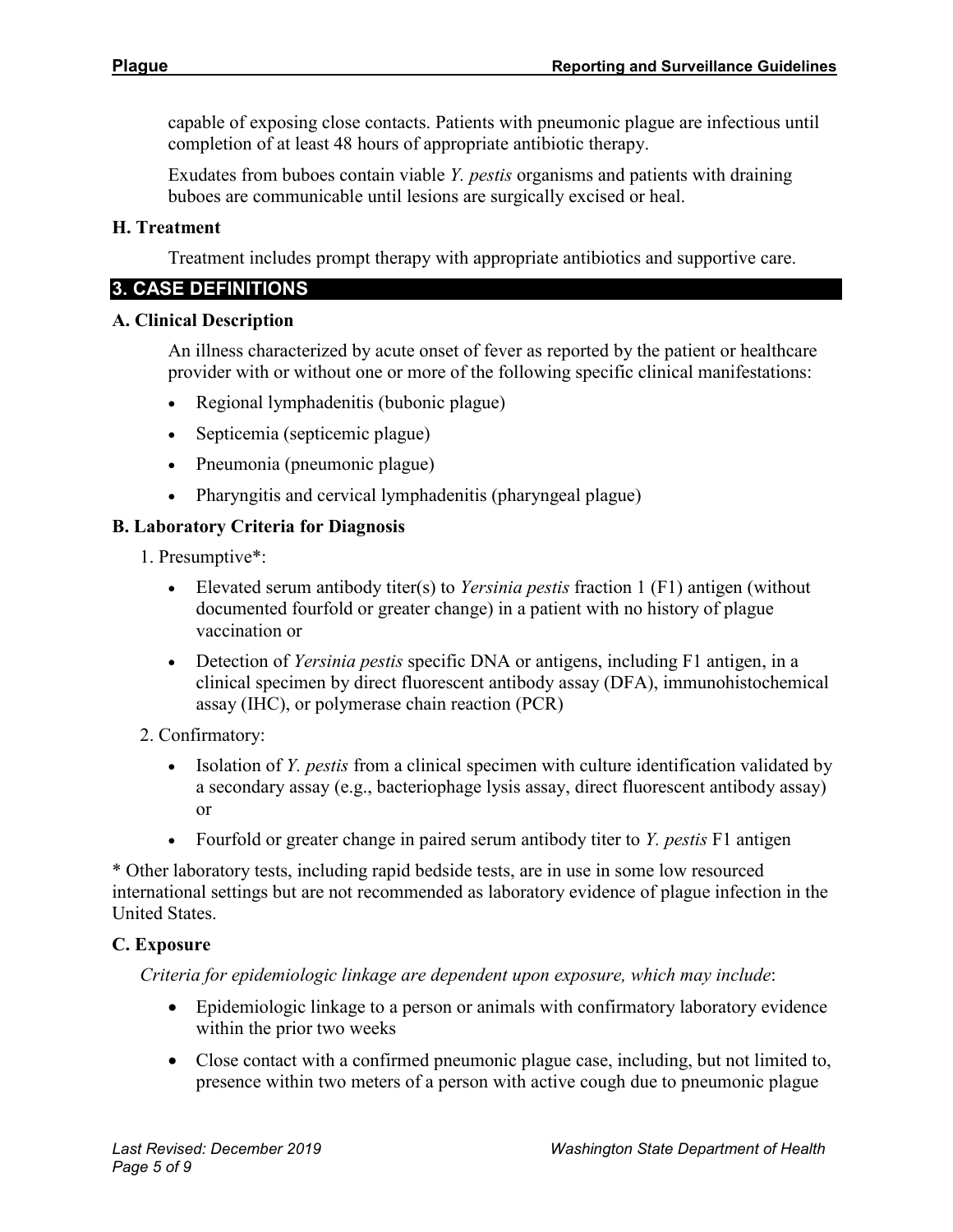capable of exposing close contacts. Patients with pneumonic plague are infectious until completion of at least 48 hours of appropriate antibiotic therapy.

Exudates from buboes contain viable *Y. pestis* organisms and patients with draining buboes are communicable until lesions are surgically excised or heal.

### H. Treatment

Treatment includes prompt therapy with appropriate antibiotics and supportive care.

## 3. CASE DEFINITIONS

### A. Clinical Description

An illness characterized by acute onset of fever as reported by the patient or healthcare provider with or without one or more of the following specific clinical manifestations:

- Regional lymphadenitis (bubonic plague)
- Septicemia (septicemic plague)
- Pneumonia (pneumonic plague)
- Pharyngitis and cervical lymphadenitis (pharyngeal plague)

### B. Laboratory Criteria for Diagnosis

1. Presumptive*:
   - Elevated serum antibody titer(s) to *Yersinia pestis* fraction 1 (F1) antigen (without documented fourfold or greater change) in a patient with no history of plague vaccination or
   - Detection of *Yersinia pestis* specific DNA or antigens, including F1 antigen, in a clinical specimen by direct fluorescent antibody assay (DFA), immunohistochemical assay (IHC), or polymerase chain reaction (PCR)
2. Confirmatory:
   - Isolation of *Y. pestis* from a clinical specimen with culture identification validated by a secondary assay (e.g., bacteriophage lysis assay, direct fluorescent antibody assay) or
   - Fourfold or greater change in paired serum antibody titer to *Y. pestis* F1 antigen

\* Other laboratory tests, including rapid bedside tests, are in use in some low resourced international settings but are not recommended as laboratory evidence of plague infection in the United States.

### C. Exposure

*Criteria for epidemiologic linkage are dependent upon exposure, which may include*:

- Epidemiologic linkage to a person or animals with confirmatory laboratory evidence within the prior two weeks
- Close contact with a confirmed pneumonic plague case, including, but not limited to, presence within two meters of a person with active cough due to pneumonic plague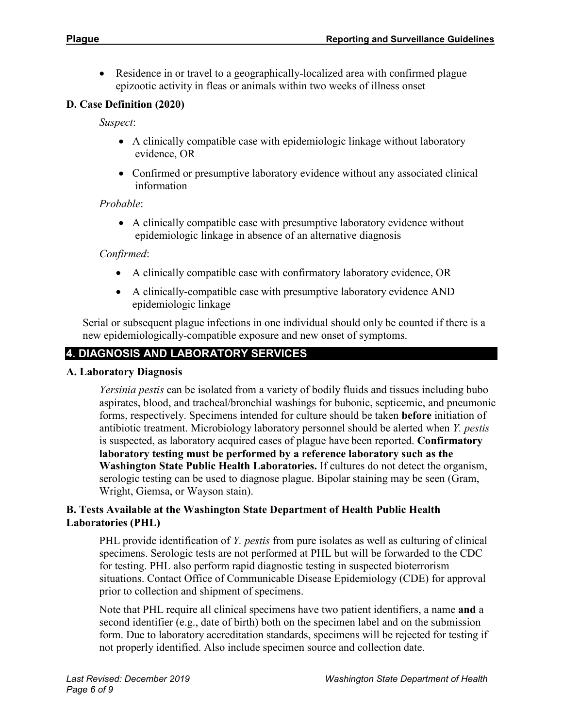- Residence in or travel to a geographically-localized area with confirmed plague epizootic activity in fleas or animals within two weeks of illness onset

### D. Case Definition (2020)

*Suspect*:

- A clinically compatible case with epidemiologic linkage without laboratory evidence, OR
- Confirmed or presumptive laboratory evidence without any associated clinical information

*Probable*:

- A clinically compatible case with presumptive laboratory evidence without epidemiologic linkage in absence of an alternative diagnosis

*Confirmed*:

- A clinically compatible case with confirmatory laboratory evidence, OR
- A clinically-compatible case with presumptive laboratory evidence AND epidemiologic linkage

Serial or subsequent plague infections in one individual should only be counted if there is a new epidemiologically-compatible exposure and new onset of symptoms.

## 4. DIAGNOSIS AND LABORATORY SERVICES

### A. Laboratory Diagnosis

*Yersinia pestis* can be isolated from a variety of bodily fluids and tissues including bubo aspirates, blood, and tracheal/bronchial washings for bubonic, septicemic, and pneumonic forms, respectively. Specimens intended for culture should be taken **before** initiation of antibiotic treatment. Microbiology laboratory personnel should be alerted when *Y. pestis* is suspected, as laboratory acquired cases of plague have been reported. **Confirmatory laboratory testing must be performed by a reference laboratory such as the Washington State Public Health Laboratories.** If cultures do not detect the organism, serologic testing can be used to diagnose plague. Bipolar staining may be seen (Gram, Wright, Giemsa, or Wayson stain).

### B. Tests Available at the Washington State Department of Health Public Health Laboratories (PHL)

PHL provide identification of *Y. pestis* from pure isolates as well as culturing of clinical specimens. Serologic tests are not performed at PHL but will be forwarded to the CDC for testing. PHL also perform rapid diagnostic testing in suspected bioterrorism situations. Contact Office of Communicable Disease Epidemiology (CDE) for approval prior to collection and shipment of specimens.

Note that PHL require all clinical specimens have two patient identifiers, a name **and** a second identifier (e.g., date of birth) both on the specimen label and on the submission form. Due to laboratory accreditation standards, specimens will be rejected for testing if not properly identified. Also include specimen source and collection date.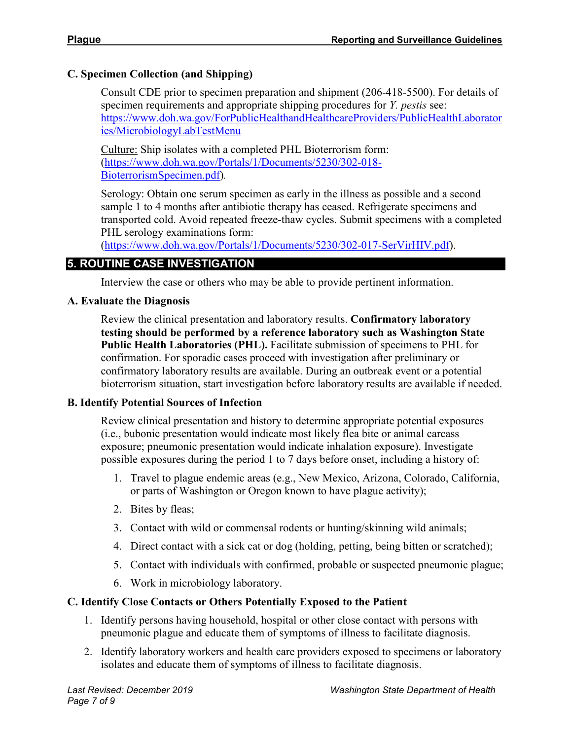### C. Specimen Collection (and Shipping)

Consult CDE prior to specimen preparation and shipment (206-418-5500). For details of specimen requirements and appropriate shipping procedures for *Y. pestis* see: https://www.doh.wa.gov/ForPublicHealthandHealthcareProviders/PublicHealthLaboratories/MicrobiologyLabTestMenu

Culture: Ship isolates with a completed PHL Bioterrorism form: (https://www.doh.wa.gov/Portals/1/Documents/5230/302-018-BioterrorismSpecimen.pdf).

Serology: Obtain one serum specimen as early in the illness as possible and a second sample 1 to 4 months after antibiotic therapy has ceased. Refrigerate specimens and transported cold. Avoid repeated freeze-thaw cycles. Submit specimens with a completed PHL serology examinations form: (https://www.doh.wa.gov/Portals/1/Documents/5230/302-017-SerVirHIV.pdf).

## 5. ROUTINE CASE INVESTIGATION

Interview the case or others who may be able to provide pertinent information.

### A. Evaluate the Diagnosis

Review the clinical presentation and laboratory results. **Confirmatory laboratory testing should be performed by a reference laboratory such as Washington State Public Health Laboratories (PHL).** Facilitate submission of specimens to PHL for confirmation. For sporadic cases proceed with investigation after preliminary or confirmatory laboratory results are available. During an outbreak event or a potential bioterrorism situation, start investigation before laboratory results are available if needed.

### B. Identify Potential Sources of Infection

Review clinical presentation and history to determine appropriate potential exposures (i.e., bubonic presentation would indicate most likely flea bite or animal carcass exposure; pneumonic presentation would indicate inhalation exposure). Investigate possible exposures during the period 1 to 7 days before onset, including a history of:

1. Travel to plague endemic areas (e.g., New Mexico, Arizona, Colorado, California, or parts of Washington or Oregon known to have plague activity);
2. Bites by fleas;
3. Contact with wild or commensal rodents or hunting/skinning wild animals;
4. Direct contact with a sick cat or dog (holding, petting, being bitten or scratched);
5. Contact with individuals with confirmed, probable or suspected pneumonic plague;
6. Work in microbiology laboratory.

### C. Identify Close Contacts or Others Potentially Exposed to the Patient

1. Identify persons having household, hospital or other close contact with persons with pneumonic plague and educate them of symptoms of illness to facilitate diagnosis.
2. Identify laboratory workers and health care providers exposed to specimens or laboratory isolates and educate them of symptoms of illness to facilitate diagnosis.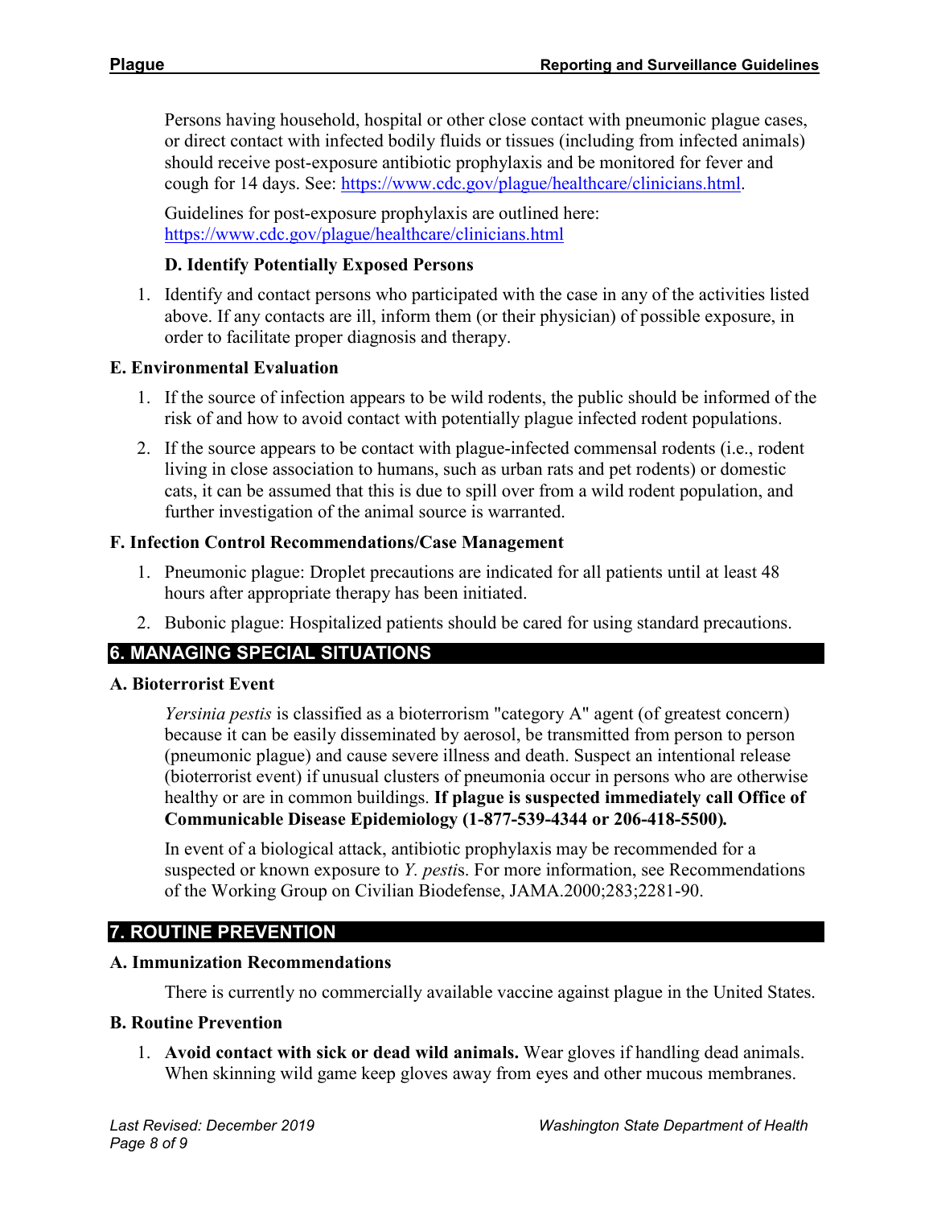Persons having household, hospital or other close contact with pneumonic plague cases, or direct contact with infected bodily fluids or tissues (including from infected animals) should receive post-exposure antibiotic prophylaxis and be monitored for fever and cough for 14 days. See: https://www.cdc.gov/plague/healthcare/clinicians.html.

Guidelines for post-exposure prophylaxis are outlined here: https://www.cdc.gov/plague/healthcare/clinicians.html

### D. Identify Potentially Exposed Persons

1. Identify and contact persons who participated with the case in any of the activities listed above. If any contacts are ill, inform them (or their physician) of possible exposure, in order to facilitate proper diagnosis and therapy.

### E. Environmental Evaluation

1. If the source of infection appears to be wild rodents, the public should be informed of the risk of and how to avoid contact with potentially plague infected rodent populations.
2. If the source appears to be contact with plague-infected commensal rodents (i.e., rodent living in close association to humans, such as urban rats and pet rodents) or domestic cats, it can be assumed that this is due to spill over from a wild rodent population, and further investigation of the animal source is warranted.

### F. Infection Control Recommendations/Case Management

1. Pneumonic plague: Droplet precautions are indicated for all patients until at least 48 hours after appropriate therapy has been initiated.
2. Bubonic plague: Hospitalized patients should be cared for using standard precautions.

## 6. MANAGING SPECIAL SITUATIONS

### A. Bioterrorist Event

*Yersinia pestis* is classified as a bioterrorism "category A" agent (of greatest concern) because it can be easily disseminated by aerosol, be transmitted from person to person (pneumonic plague) and cause severe illness and death. Suspect an intentional release (bioterrorist event) if unusual clusters of pneumonia occur in persons who are otherwise healthy or are in common buildings. **If plague is suspected immediately call Office of Communicable Disease Epidemiology (1-877-539-4344 or 206-418-5500).**

In event of a biological attack, antibiotic prophylaxis may be recommended for a suspected or known exposure to *Y. pestis*. For more information, see Recommendations of the Working Group on Civilian Biodefense, JAMA.2000;283;2281-90.

## 7. ROUTINE PREVENTION

### A. Immunization Recommendations

There is currently no commercially available vaccine against plague in the United States.

### B. Routine Prevention

1. **Avoid contact with sick or dead wild animals.** Wear gloves if handling dead animals. When skinning wild game keep gloves away from eyes and other mucous membranes.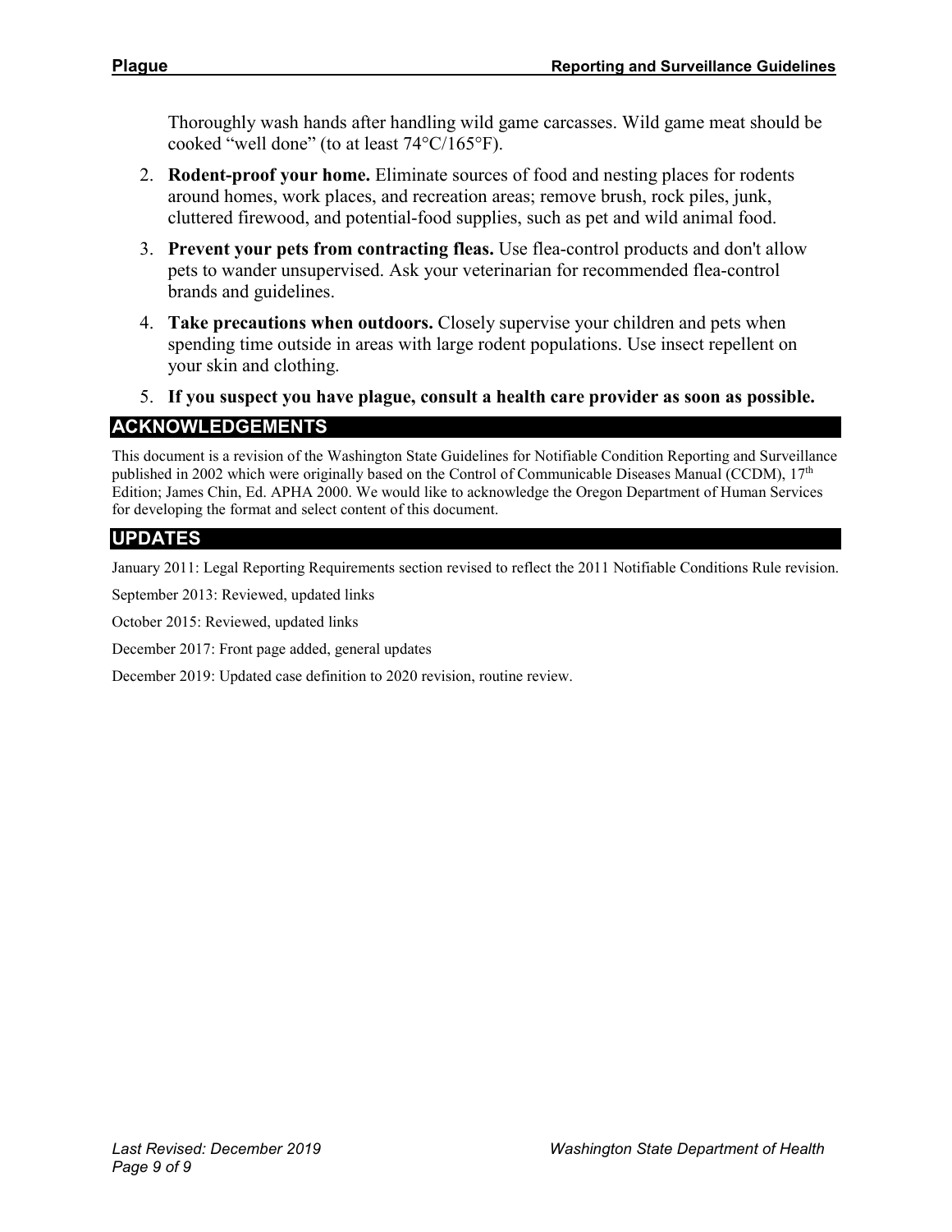Thoroughly wash hands after handling wild game carcasses. Wild game meat should be cooked “well done” (to at least 74°C/165°F).

2. **Rodent-proof your home.** Eliminate sources of food and nesting places for rodents around homes, work places, and recreation areas; remove brush, rock piles, junk, cluttered firewood, and potential-food supplies, such as pet and wild animal food.
3. **Prevent your pets from contracting fleas.** Use flea-control products and don't allow pets to wander unsupervised. Ask your veterinarian for recommended flea-control brands and guidelines.
4. **Take precautions when outdoors.** Closely supervise your children and pets when spending time outside in areas with large rodent populations. Use insect repellent on your skin and clothing.
5. **If you suspect you have plague, consult a health care provider as soon as possible.**

## ACKNOWLEDGEMENTS

This document is a revision of the Washington State Guidelines for Notifiable Condition Reporting and Surveillance published in 2002 which were originally based on the Control of Communicable Diseases Manual (CCDM), 17th Edition; James Chin, Ed. APHA 2000. We would like to acknowledge the Oregon Department of Human Services for developing the format and select content of this document.

## UPDATES

January 2011: Legal Reporting Requirements section revised to reflect the 2011 Notifiable Conditions Rule revision.

September 2013: Reviewed, updated links

October 2015: Reviewed, updated links

December 2017: Front page added, general updates

December 2019: Updated case definition to 2020 revision, routine review.